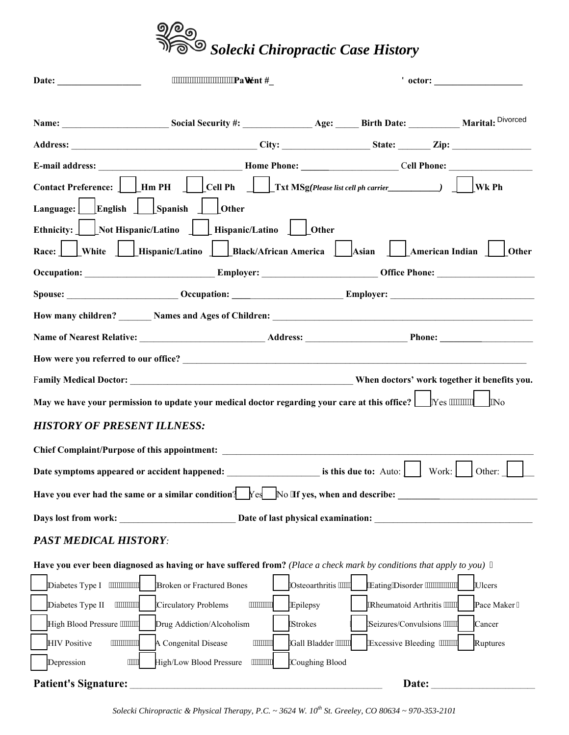# Solecki Chiropractic Case History

**Date:** __________________ **Patient #**_ **Doctor:** ___________________

**Name:** ______________________ **Social Security #:** _______________ **Age:** _____ **Birth Date:** ___________ **Marital:** Divorced

**Address:** _______________________________________ **City:** __________________ **State:** _______ **Zip:** _________________

**E-mail address:** _______________________________ **Home Phone:** ______________________ **Cell Phone:** _________________

**Contact Preference:** ☐ **Hm PH** ☐ **Cell Ph** ☐ **Txt MSg(*Please list cell ph carrier*___________)** ☐ **Wk Ph**

**Language:** ☐ **English** ☐ **Spanish** ☐ **Other**

**Ethnicity:** ☐ **Not Hispanic/Latino** ☐ **Hispanic/Latino** ☐ **Other**

**Race:** ☐ **White** ☐ **Hispanic/Latino** ☐ **Black/African America** ☐ **Asian** ☐ **American Indian** ☐ **Other**

**Occupation:** ____________________________ **Employer:** ________________________ **Office Phone:** ____________________

**Spouse:** ________________________ **Occupation:** _________________________ **Employer:** ______________________________

**How many children?** _______ **Names and Ages of Children:** _________________________________________________________

**Name of Nearest Relative:** __________________________ **Address:** _____________________ **Phone:** ____________________

**How were you referred to our office?** ____________________________________________________________________________

**Family Medical Doctor:** _______________________________________________ **When doctors' work together it benefits you.**

**May we have your permission to update your medical doctor regarding your care at this office?** ☐ Yes ☐ No

## *HISTORY OF PRESENT ILLNESS:*

**Chief Complaint/Purpose of this appointment:** ___________________________________________________________________

**Date symptoms appeared or accident happened:** ___________________ **is this due to:** Auto: ☐ Work: ☐ Other: ☐

**Have you ever had the same or a similar condition?** ☐ Yes ☐ No **If yes, when and describe:** ______________________________

**Days lost from work:** ________________________ **Date of last physical examination:** _________________________________

## *PAST MEDICAL HISTORY*:

**Have you ever been diagnosed as having or have suffered from?** *(Place a check mark by conditions that apply to you)*

☐ Diabetes Type I ☐ Broken or Fractured Bones ☐ Osteoarthritis ☐ Eating Disorder ☐ Ulcers

☐ Diabetes Type II ☐ Circulatory Problems ☐ Epilepsy ☐ Rheumatoid Arthritis ☐ Pace Maker

☐ High Blood Pressure ☐ Drug Addiction/Alcoholism ☐ Strokes ☐ Seizures/Convulsions ☐ Cancer

☐ HIV Positive ☐ A Congenital Disease ☐ Gall Bladder ☐ Excessive Bleeding ☐ Ruptures

☐ Depression ☐ High/Low Blood Pressure ☐ Coughing Blood

**Patient's Signature:** ______________________________________________________ **Date:** _____________________

*Solecki Chiropractic & Physical Therapy, P.C. ~ 3624 W. 10th St. Greeley, CO 80634 ~ 970-353-2101*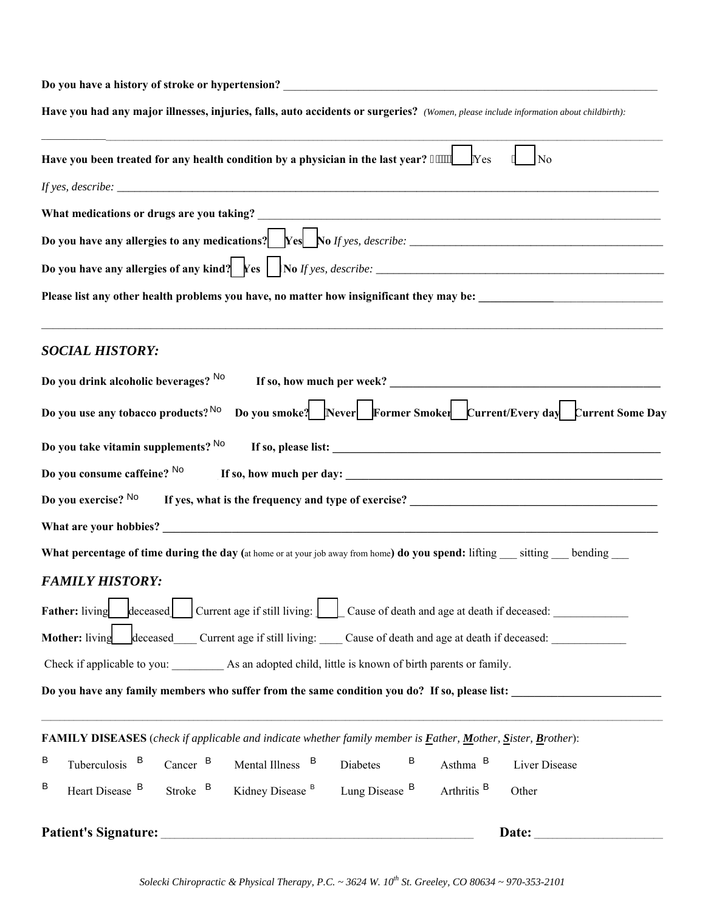**Do you have a history of stroke or hypertension?** ______________________________________________

**Have you had any major illnesses, injuries, falls, auto accidents or surgeries?** *(Women, please include information about childbirth):*

______________________________________________________________________________

**Have you been treated for any health condition by a physician in the last year?** ☐ Yes ☐ No

*If yes, describe:* ______________________________________________________________________

**What medications or drugs are you taking?** ______________________________________________

**Do you have any allergies to any medications?** ☐ **Yes** ☐ **No** *If yes, describe:* ______________________________

**Do you have any allergies of any kind?** ☐ **Yes** ☐ **No** *If yes, describe:* ______________________________________

**Please list any other health problems you have, no matter how insignificant they may be:** ______________________

______________________________________________________________________________

## *SOCIAL HISTORY:*

**Do you drink alcoholic beverages?** No **If so, how much per week?** ______________________________

**Do you use any tobacco products?** No **Do you smoke?** ☐ **Never** ☐ **Former Smoker** ☐ **Current/Every day** ☐ **Current Some Day**

**Do you take vitamin supplements?** No **If so, please list:** ______________________________________

**Do you consume caffeine?** No **If so, how much per day:** ______________________________________

**Do you exercise?** No **If yes, what is the frequency and type of exercise?** ______________________________

**What are your hobbies?** ______________________________________________________________

**What percentage of time during the day (**at home or at your job away from home**) do you spend:** lifting ___ sitting ___ bending ___

## *FAMILY HISTORY:*

**Father:** living ☐ deceased ☐ Current age if still living: ☐ Cause of death and age at death if deceased: ____________

**Mother:** living ☐ deceased____ Current age if still living: ____ Cause of death and age at death if deceased: ____________

Check if applicable to you: _________ As an adopted child, little is known of birth parents or family.

**Do you have any family members who suffer from the same condition you do? If so, please list:** ______________________

______________________________________________________________________________

**FAMILY DISEASES** (*check if applicable and indicate whether family member is **F**ather, **M**other, **S**ister, **B**rother*):

B Tuberculosis B Cancer B Mental Illness B Diabetes B Asthma B Liver Disease

B Heart Disease B Stroke B Kidney Disease B Lung Disease B Arthritis B Other

**Patient's Signature:** ______________________________________ **Date:** ________________

*Solecki Chiropractic & Physical Therapy, P.C. ~ 3624 W. 10th St. Greeley, CO 80634 ~ 970-353-2101*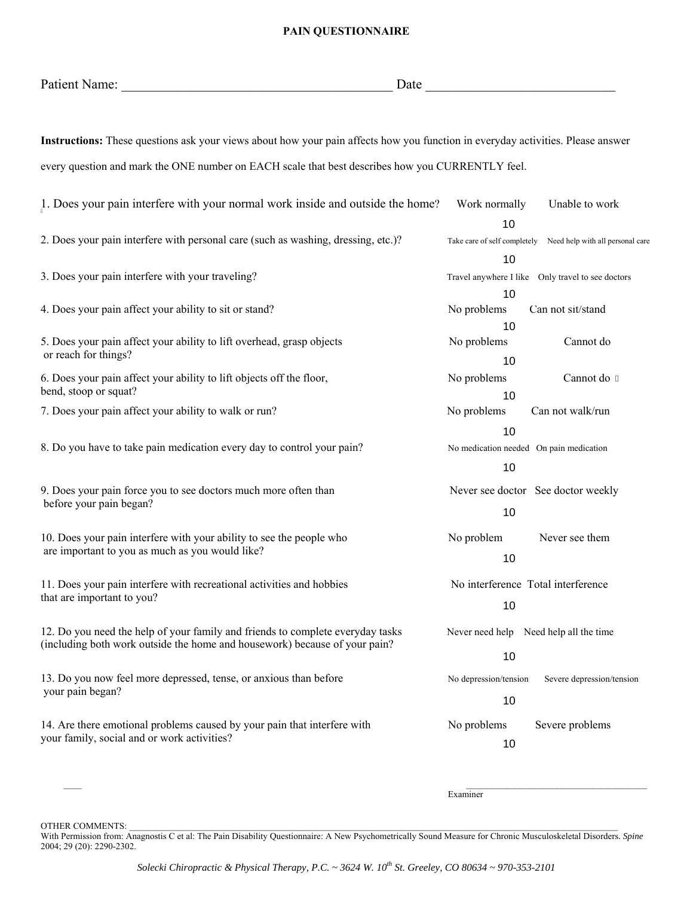# PAIN QUESTIONNAIRE

Patient Name: ________________________________________ Date ____________________________

**Instructions:** These questions ask your views about how your pain affects how you function in everyday activities. Please answer every question and mark the ONE number on EACH scale that best describes how you CURRENTLY feel.

| Question | Scale |
|---|---|
| 1. Does your pain interfere with your normal work inside and outside the home? | Work normally Unable to work<br>10 |
| 2. Does your pain interfere with personal care (such as washing, dressing, etc.)? | Take care of self completely Need help with all personal care<br>10 |
| 3. Does your pain interfere with your traveling? | Travel anywhere I like Only travel to see doctors<br>10 |
| 4. Does your pain affect your ability to sit or stand? | No problems Can not sit/stand<br>10 |
| 5. Does your pain affect your ability to lift overhead, grasp objects or reach for things? | No problems Cannot do<br>10 |
| 6. Does your pain affect your ability to lift objects off the floor, bend, stoop or squat? | No problems Cannot do<br>10 |
| 7. Does your pain affect your ability to walk or run? | No problems Can not walk/run<br>10 |
| 8. Do you have to take pain medication every day to control your pain? | No medication needed On pain medication<br>10 |
| 9. Does your pain force you to see doctors much more often than before your pain began? | Never see doctor See doctor weekly<br>10 |
| 10. Does your pain interfere with your ability to see the people who are important to you as much as you would like? | No problem Never see them<br>10 |
| 11. Does your pain interfere with recreational activities and hobbies that are important to you? | No interference Total interference<br>10 |
| 12. Do you need the help of your family and friends to complete everyday tasks (including both work outside the home and housework) because of your pain? | Never need help Need help all the time<br>10 |
| 13. Do you now feel more depressed, tense, or anxious than before your pain began? | No depression/tension Severe depression/tension<br>10 |
| 14. Are there emotional problems caused by your pain that interfere with your family, social and or work activities? | No problems Severe problems<br>10 |

___

_____________________________________
Examiner

OTHER COMMENTS: ____________________________________________________________________________________________

With Permission from: Anagnostis C et al: The Pain Disability Questionnaire: A New Psychometrically Sound Measure for Chronic Musculoskeletal Disorders. *Spine* 2004; 29 (20): 2290-2302.

*Solecki Chiropractic & Physical Therapy, P.C. ~ 3624 W. 10th St. Greeley, CO 80634 ~ 970-353-2101*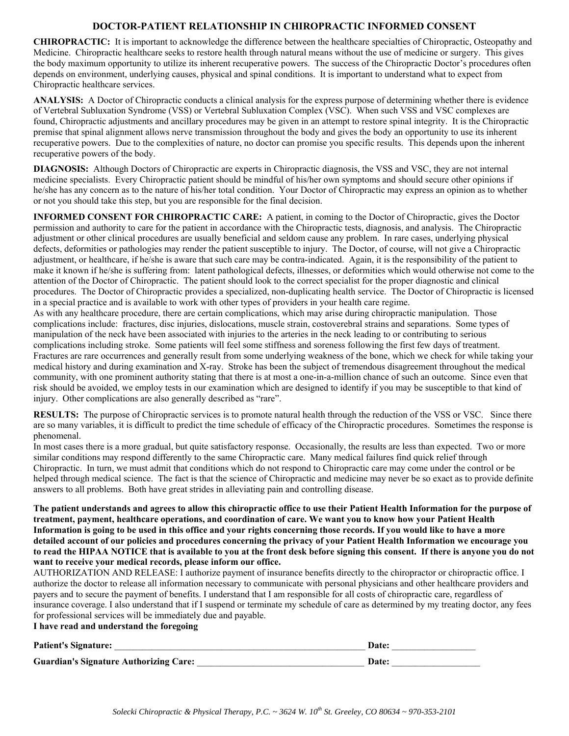# DOCTOR-PATIENT RELATIONSHIP IN CHIROPRACTIC INFORMED CONSENT

**CHIROPRACTIC:** It is important to acknowledge the difference between the healthcare specialties of Chiropractic, Osteopathy and Medicine. Chiropractic healthcare seeks to restore health through natural means without the use of medicine or surgery. This gives the body maximum opportunity to utilize its inherent recuperative powers. The success of the Chiropractic Doctor's procedures often depends on environment, underlying causes, physical and spinal conditions. It is important to understand what to expect from Chiropractic healthcare services.

**ANALYSIS:** A Doctor of Chiropractic conducts a clinical analysis for the express purpose of determining whether there is evidence of Vertebral Subluxation Syndrome (VSS) or Vertebral Subluxation Complex (VSC). When such VSS and VSC complexes are found, Chiropractic adjustments and ancillary procedures may be given in an attempt to restore spinal integrity. It is the Chiropractic premise that spinal alignment allows nerve transmission throughout the body and gives the body an opportunity to use its inherent recuperative powers. Due to the complexities of nature, no doctor can promise you specific results. This depends upon the inherent recuperative powers of the body.

**DIAGNOSIS:** Although Doctors of Chiropractic are experts in Chiropractic diagnosis, the VSS and VSC, they are not internal medicine specialists. Every Chiropractic patient should be mindful of his/her own symptoms and should secure other opinions if he/she has any concern as to the nature of his/her total condition. Your Doctor of Chiropractic may express an opinion as to whether or not you should take this step, but you are responsible for the final decision.

**INFORMED CONSENT FOR CHIROPRACTIC CARE:** A patient, in coming to the Doctor of Chiropractic, gives the Doctor permission and authority to care for the patient in accordance with the Chiropractic tests, diagnosis, and analysis. The Chiropractic adjustment or other clinical procedures are usually beneficial and seldom cause any problem. In rare cases, underlying physical defects, deformities or pathologies may render the patient susceptible to injury. The Doctor, of course, will not give a Chiropractic adjustment, or healthcare, if he/she is aware that such care may be contra-indicated. Again, it is the responsibility of the patient to make it known if he/she is suffering from: latent pathological defects, illnesses, or deformities which would otherwise not come to the attention of the Doctor of Chiropractic. The patient should look to the correct specialist for the proper diagnostic and clinical procedures. The Doctor of Chiropractic provides a specialized, non-duplicating health service. The Doctor of Chiropractic is licensed in a special practice and is available to work with other types of providers in your health care regime.

As with any healthcare procedure, there are certain complications, which may arise during chiropractic manipulation. Those complications include: fractures, disc injuries, dislocations, muscle strain, costoverebral strains and separations. Some types of manipulation of the neck have been associated with injuries to the arteries in the neck leading to or contributing to serious complications including stroke. Some patients will feel some stiffness and soreness following the first few days of treatment. Fractures are rare occurrences and generally result from some underlying weakness of the bone, which we check for while taking your medical history and during examination and X-ray. Stroke has been the subject of tremendous disagreement throughout the medical community, with one prominent authority stating that there is at most a one-in-a-million chance of such an outcome. Since even that risk should be avoided, we employ tests in our examination which are designed to identify if you may be susceptible to that kind of injury. Other complications are also generally described as "rare".

**RESULTS:** The purpose of Chiropractic services is to promote natural health through the reduction of the VSS or VSC. Since there are so many variables, it is difficult to predict the time schedule of efficacy of the Chiropractic procedures. Sometimes the response is phenomenal.

In most cases there is a more gradual, but quite satisfactory response. Occasionally, the results are less than expected. Two or more similar conditions may respond differently to the same Chiropractic care. Many medical failures find quick relief through Chiropractic. In turn, we must admit that conditions which do not respond to Chiropractic care may come under the control or be helped through medical science. The fact is that the science of Chiropractic and medicine may never be so exact as to provide definite answers to all problems. Both have great strides in alleviating pain and controlling disease.

**The patient understands and agrees to allow this chiropractic office to use their Patient Health Information for the purpose of treatment, payment, healthcare operations, and coordination of care. We want you to know how your Patient Health Information is going to be used in this office and your rights concerning those records. If you would like to have a more detailed account of our policies and procedures concerning the privacy of your Patient Health Information we encourage you to read the HIPAA NOTICE that is available to you at the front desk before signing this consent. If there is anyone you do not want to receive your medical records, please inform our office.**

AUTHORIZATION AND RELEASE: I authorize payment of insurance benefits directly to the chiropractor or chiropractic office. I authorize the doctor to release all information necessary to communicate with personal physicians and other healthcare providers and payers and to secure the payment of benefits. I understand that I am responsible for all costs of chiropractic care, regardless of insurance coverage. I also understand that if I suspend or terminate my schedule of care as determined by my treating doctor, any fees for professional services will be immediately due and payable.

**I have read and understand the foregoing**

**Patient's Signature:** ______________________________ **Date:** ______________

**Guardian's Signature Authorizing Care:** ______________________________ **Date:** ______________

*Solecki Chiropractic & Physical Therapy, P.C. ~ 3624 W. 10th St. Greeley, CO 80634 ~ 970-353-2101*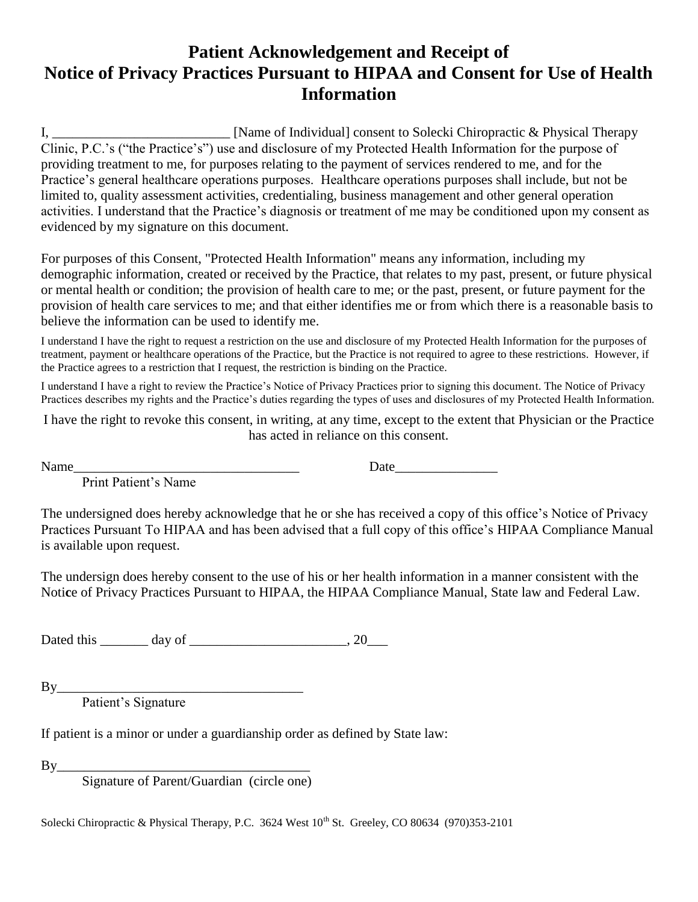# Patient Acknowledgement and Receipt of Notice of Privacy Practices Pursuant to HIPAA and Consent for Use of Health Information

I, _________________________ [Name of Individual] consent to Solecki Chiropractic & Physical Therapy Clinic, P.C.'s ("the Practice's") use and disclosure of my Protected Health Information for the purpose of providing treatment to me, for purposes relating to the payment of services rendered to me, and for the Practice's general healthcare operations purposes. Healthcare operations purposes shall include, but not be limited to, quality assessment activities, credentialing, business management and other general operation activities. I understand that the Practice's diagnosis or treatment of me may be conditioned upon my consent as evidenced by my signature on this document.

For purposes of this Consent, "Protected Health Information" means any information, including my demographic information, created or received by the Practice, that relates to my past, present, or future physical or mental health or condition; the provision of health care to me; or the past, present, or future payment for the provision of health care services to me; and that either identifies me or from which there is a reasonable basis to believe the information can be used to identify me.

I understand I have the right to request a restriction on the use and disclosure of my Protected Health Information for the purposes of treatment, payment or healthcare operations of the Practice, but the Practice is not required to agree to these restrictions. However, if the Practice agrees to a restriction that I request, the restriction is binding on the Practice.

I understand I have a right to review the Practice's Notice of Privacy Practices prior to signing this document. The Notice of Privacy Practices describes my rights and the Practice's duties regarding the types of uses and disclosures of my Protected Health Information.

I have the right to revoke this consent, in writing, at any time, except to the extent that Physician or the Practice has acted in reliance on this consent.

Name_________________________________ Date_______________

Print Patient's Name

The undersigned does hereby acknowledge that he or she has received a copy of this office's Notice of Privacy Practices Pursuant To HIPAA and has been advised that a full copy of this office's HIPAA Compliance Manual is available upon request.

The undersign does hereby consent to the use of his or her health information in a manner consistent with the Notice of Privacy Practices Pursuant to HIPAA, the HIPAA Compliance Manual, State law and Federal Law.

Dated this _______ day of _______________________, 20___

By____________________________________

Patient's Signature

If patient is a minor or under a guardianship order as defined by State law:

By_____________________________________

Signature of Parent/Guardian (circle one)

Solecki Chiropractic & Physical Therapy, P.C. 3624 West 10th St. Greeley, CO 80634 (970)353-2101